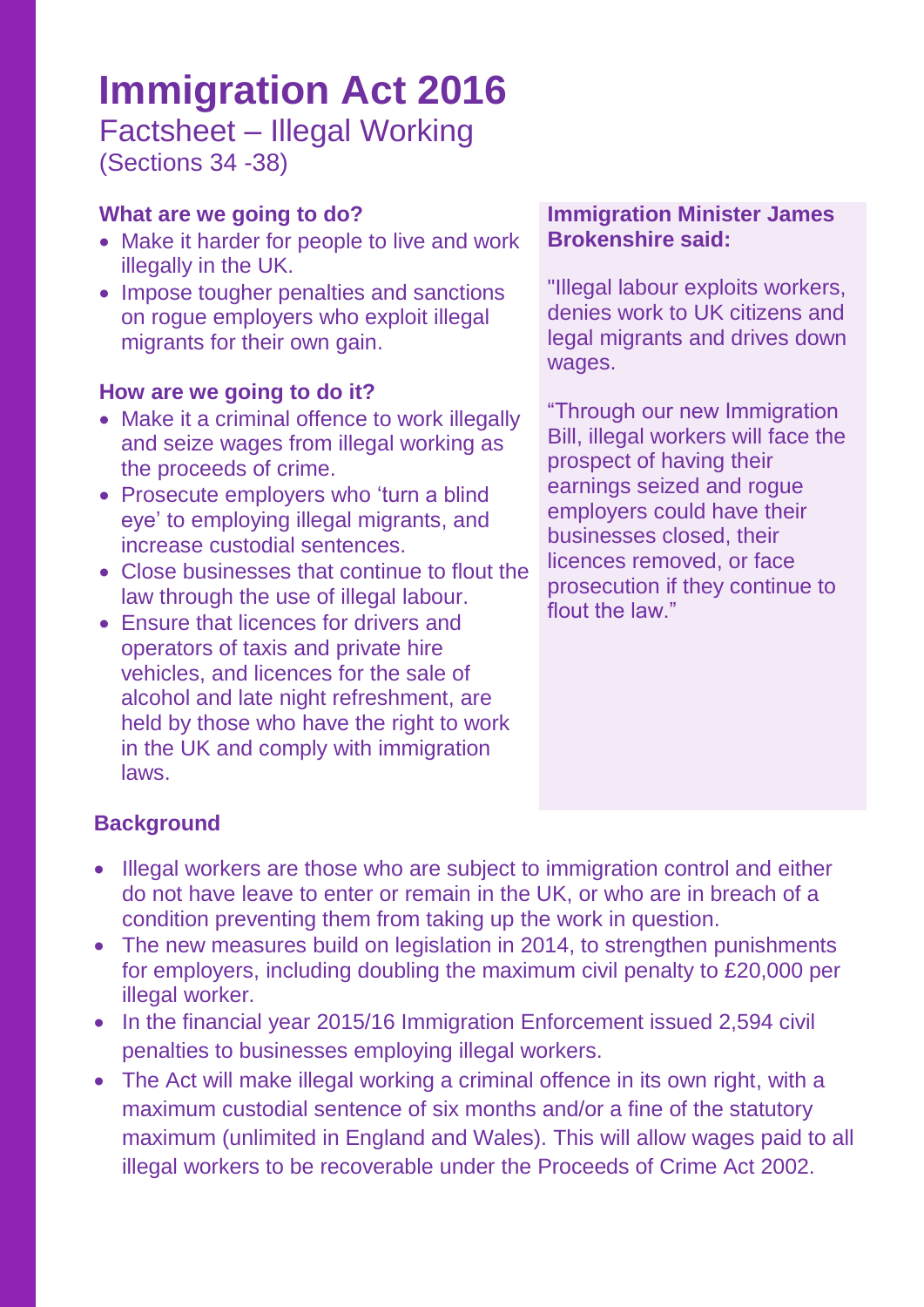# Immigration Act 2016

## Factsheet – Illegal Working

(Sections 34 -38)

**What are we going to do?**

- Make it harder for people to live and work illegally in the UK.
- Impose tougher penalties and sanctions on rogue employers who exploit illegal migrants for their own gain.

**How are we going to do it?**

- Make it a criminal offence to work illegally and seize wages from illegal working as the proceeds of crime.
- Prosecute employers who 'turn a blind eye' to employing illegal migrants, and increase custodial sentences.
- Close businesses that continue to flout the law through the use of illegal labour.
- Ensure that licences for drivers and operators of taxis and private hire vehicles, and licences for the sale of alcohol and late night refreshment, are held by those who have the right to work in the UK and comply with immigration laws.

**Immigration Minister James Brokenshire said:**

"Illegal labour exploits workers, denies work to UK citizens and legal migrants and drives down wages.

"Through our new Immigration Bill, illegal workers will face the prospect of having their earnings seized and rogue employers could have their businesses closed, their licences removed, or face prosecution if they continue to flout the law."

**Background**

- Illegal workers are those who are subject to immigration control and either do not have leave to enter or remain in the UK, or who are in breach of a condition preventing them from taking up the work in question.
- The new measures build on legislation in 2014, to strengthen punishments for employers, including doubling the maximum civil penalty to £20,000 per illegal worker.
- In the financial year 2015/16 Immigration Enforcement issued 2,594 civil penalties to businesses employing illegal workers.
- The Act will make illegal working a criminal offence in its own right, with a maximum custodial sentence of six months and/or a fine of the statutory maximum (unlimited in England and Wales). This will allow wages paid to all illegal workers to be recoverable under the Proceeds of Crime Act 2002.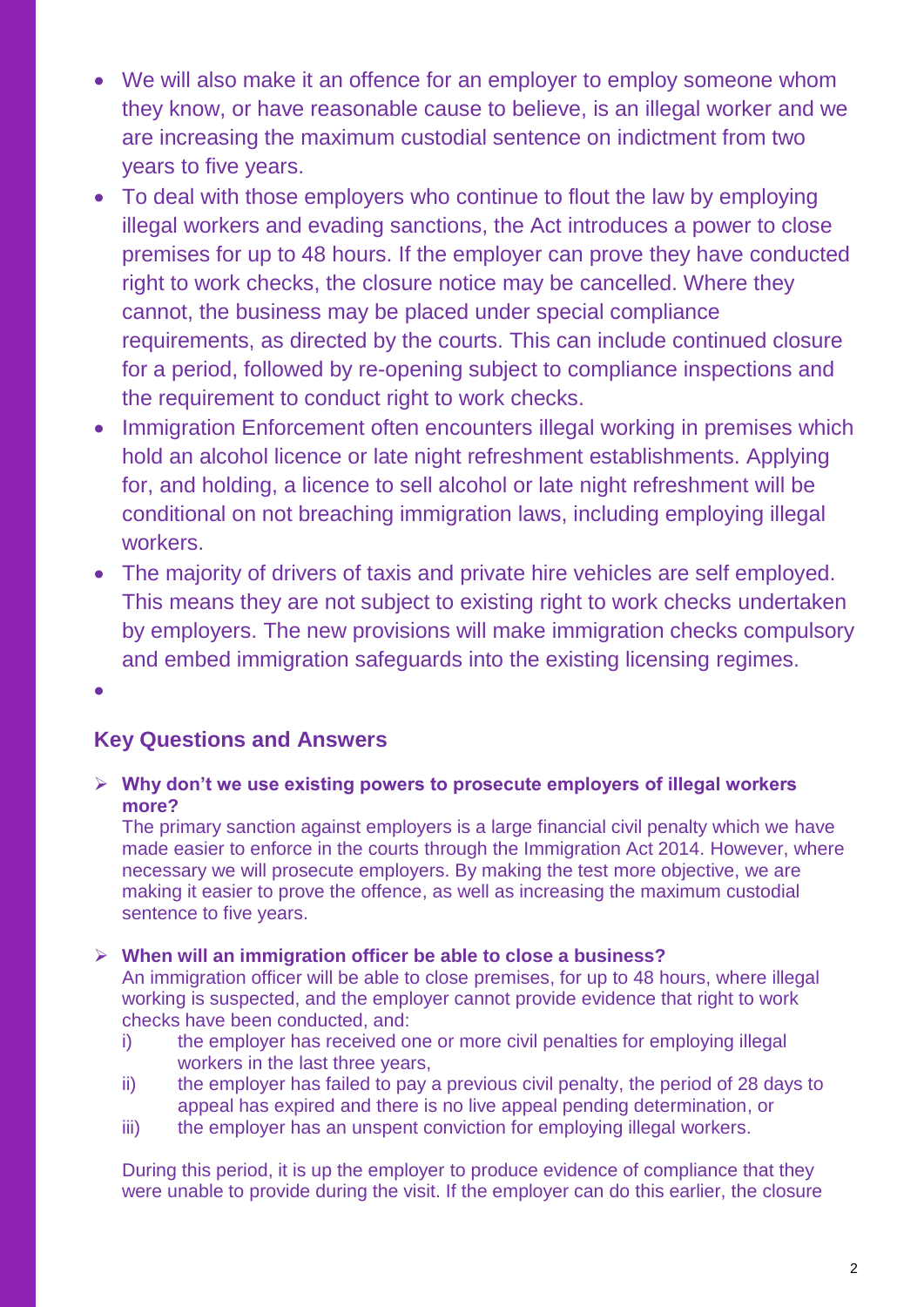- We will also make it an offence for an employer to employ someone whom they know, or have reasonable cause to believe, is an illegal worker and we are increasing the maximum custodial sentence on indictment from two years to five years.
- To deal with those employers who continue to flout the law by employing illegal workers and evading sanctions, the Act introduces a power to close premises for up to 48 hours. If the employer can prove they have conducted right to work checks, the closure notice may be cancelled. Where they cannot, the business may be placed under special compliance requirements, as directed by the courts. This can include continued closure for a period, followed by re-opening subject to compliance inspections and the requirement to conduct right to work checks.
- Immigration Enforcement often encounters illegal working in premises which hold an alcohol licence or late night refreshment establishments. Applying for, and holding, a licence to sell alcohol or late night refreshment will be conditional on not breaching immigration laws, including employing illegal workers.
- The majority of drivers of taxis and private hire vehicles are self employed. This means they are not subject to existing right to work checks undertaken by employers. The new provisions will make immigration checks compulsory and embed immigration safeguards into the existing licensing regimes.

## Key Questions and Answers

- **Why don't we use existing powers to prosecute employers of illegal workers more?**

  The primary sanction against employers is a large financial civil penalty which we have made easier to enforce in the courts through the Immigration Act 2014. However, where necessary we will prosecute employers. By making the test more objective, we are making it easier to prove the offence, as well as increasing the maximum custodial sentence to five years.

- **When will an immigration officer be able to close a business?**

  An immigration officer will be able to close premises, for up to 48 hours, where illegal working is suspected, and the employer cannot provide evidence that right to work checks have been conducted, and:

  i) the employer has received one or more civil penalties for employing illegal workers in the last three years,

  ii) the employer has failed to pay a previous civil penalty, the period of 28 days to appeal has expired and there is no live appeal pending determination, or

  iii) the employer has an unspent conviction for employing illegal workers.

  During this period, it is up the employer to produce evidence of compliance that they were unable to provide during the visit. If the employer can do this earlier, the closure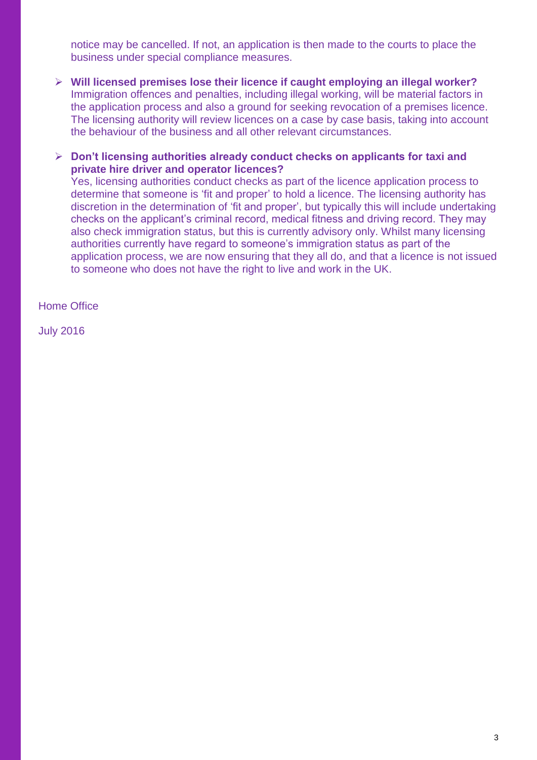notice may be cancelled. If not, an application is then made to the courts to place the business under special compliance measures.

- **Will licensed premises lose their licence if caught employing an illegal worker?**
  Immigration offences and penalties, including illegal working, will be material factors in the application process and also a ground for seeking revocation of a premises licence. The licensing authority will review licences on a case by case basis, taking into account the behaviour of the business and all other relevant circumstances.

- **Don't licensing authorities already conduct checks on applicants for taxi and private hire driver and operator licences?**
  Yes, licensing authorities conduct checks as part of the licence application process to determine that someone is 'fit and proper' to hold a licence. The licensing authority has discretion in the determination of 'fit and proper', but typically this will include undertaking checks on the applicant's criminal record, medical fitness and driving record. They may also check immigration status, but this is currently advisory only. Whilst many licensing authorities currently have regard to someone's immigration status as part of the application process, we are now ensuring that they all do, and that a licence is not issued to someone who does not have the right to live and work in the UK.

Home Office

July 2016